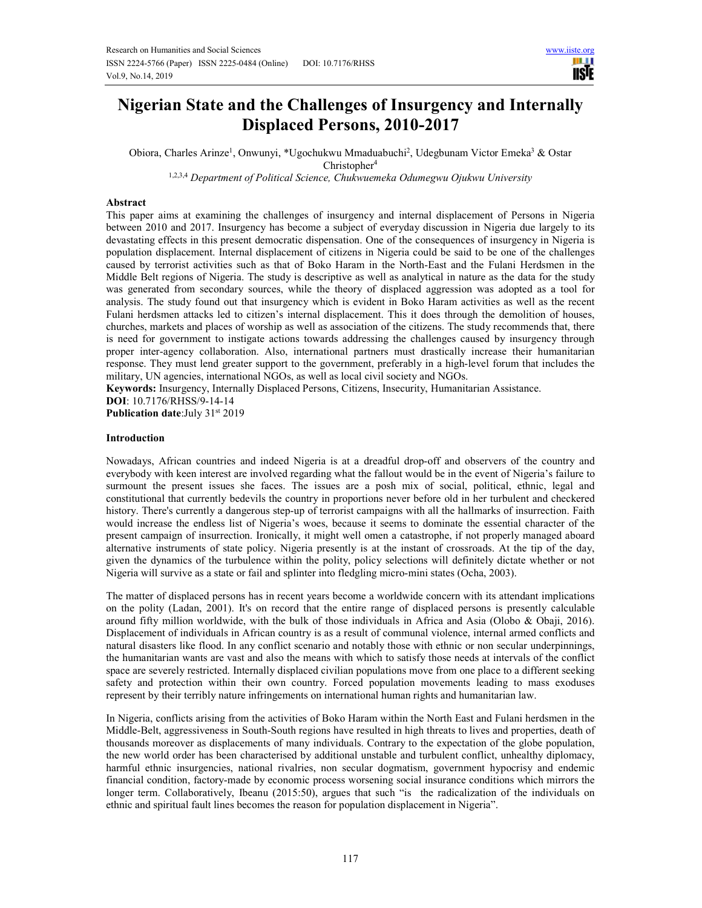# Nigerian State and the Challenges of Insurgency and Internally Displaced Persons, 2010-2017

Obiora, Charles Arinze[1], Onwunyi, *Ugochukwu Mmaduabuchi[2], Udegbunam Victor Emeka[3] & Ostar Christopher[4]

[1,2,3,4] *Department of Political Science, Chukwuemeka Odumegwu Ojukwu University*

## Abstract

This paper aims at examining the challenges of insurgency and internal displacement of Persons in Nigeria between 2010 and 2017. Insurgency has become a subject of everyday discussion in Nigeria due largely to its devastating effects in this present democratic dispensation. One of the consequences of insurgency in Nigeria is population displacement. Internal displacement of citizens in Nigeria could be said to be one of the challenges caused by terrorist activities such as that of Boko Haram in the North-East and the Fulani Herdsmen in the Middle Belt regions of Nigeria. The study is descriptive as well as analytical in nature as the data for the study was generated from secondary sources, while the theory of displaced aggression was adopted as a tool for analysis. The study found out that insurgency which is evident in Boko Haram activities as well as the recent Fulani herdsmen attacks led to citizen's internal displacement. This it does through the demolition of houses, churches, markets and places of worship as well as association of the citizens. The study recommends that, there is need for government to instigate actions towards addressing the challenges caused by insurgency through proper inter-agency collaboration. Also, international partners must drastically increase their humanitarian response. They must lend greater support to the government, preferably in a high-level forum that includes the military, UN agencies, international NGOs, as well as local civil society and NGOs.

**Keywords:** Insurgency, Internally Displaced Persons, Citizens, Insecurity, Humanitarian Assistance.

**DOI**: 10.7176/RHSS/9-14-14

**Publication date**:July 31st 2019

## Introduction

Nowadays, African countries and indeed Nigeria is at a dreadful drop-off and observers of the country and everybody with keen interest are involved regarding what the fallout would be in the event of Nigeria's failure to surmount the present issues she faces. The issues are a posh mix of social, political, ethnic, legal and constitutional that currently bedevils the country in proportions never before old in her turbulent and checkered history. There's currently a dangerous step-up of terrorist campaigns with all the hallmarks of insurrection. Faith would increase the endless list of Nigeria's woes, because it seems to dominate the essential character of the present campaign of insurrection. Ironically, it might well omen a catastrophe, if not properly managed aboard alternative instruments of state policy. Nigeria presently is at the instant of crossroads. At the tip of the day, given the dynamics of the turbulence within the polity, policy selections will definitely dictate whether or not Nigeria will survive as a state or fail and splinter into fledgling micro-mini states (Ocha, 2003).

The matter of displaced persons has in recent years become a worldwide concern with its attendant implications on the polity (Ladan, 2001). It's on record that the entire range of displaced persons is presently calculable around fifty million worldwide, with the bulk of those individuals in Africa and Asia (Olobo & Obaji, 2016). Displacement of individuals in African country is as a result of communal violence, internal armed conflicts and natural disasters like flood. In any conflict scenario and notably those with ethnic or non secular underpinnings, the humanitarian wants are vast and also the means with which to satisfy those needs at intervals of the conflict space are severely restricted. Internally displaced civilian populations move from one place to a different seeking safety and protection within their own country. Forced population movements leading to mass exoduses represent by their terribly nature infringements on international human rights and humanitarian law.

In Nigeria, conflicts arising from the activities of Boko Haram within the North East and Fulani herdsmen in the Middle-Belt, aggressiveness in South-South regions have resulted in high threats to lives and properties, death of thousands moreover as displacements of many individuals. Contrary to the expectation of the globe population, the new world order has been characterised by additional unstable and turbulent conflict, unhealthy diplomacy, harmful ethnic insurgencies, national rivalries, non secular dogmatism, government hypocrisy and endemic financial condition, factory-made by economic process worsening social insurance conditions which mirrors the longer term. Collaboratively, Ibeanu (2015:50), argues that such "is the radicalization of the individuals on ethnic and spiritual fault lines becomes the reason for population displacement in Nigeria".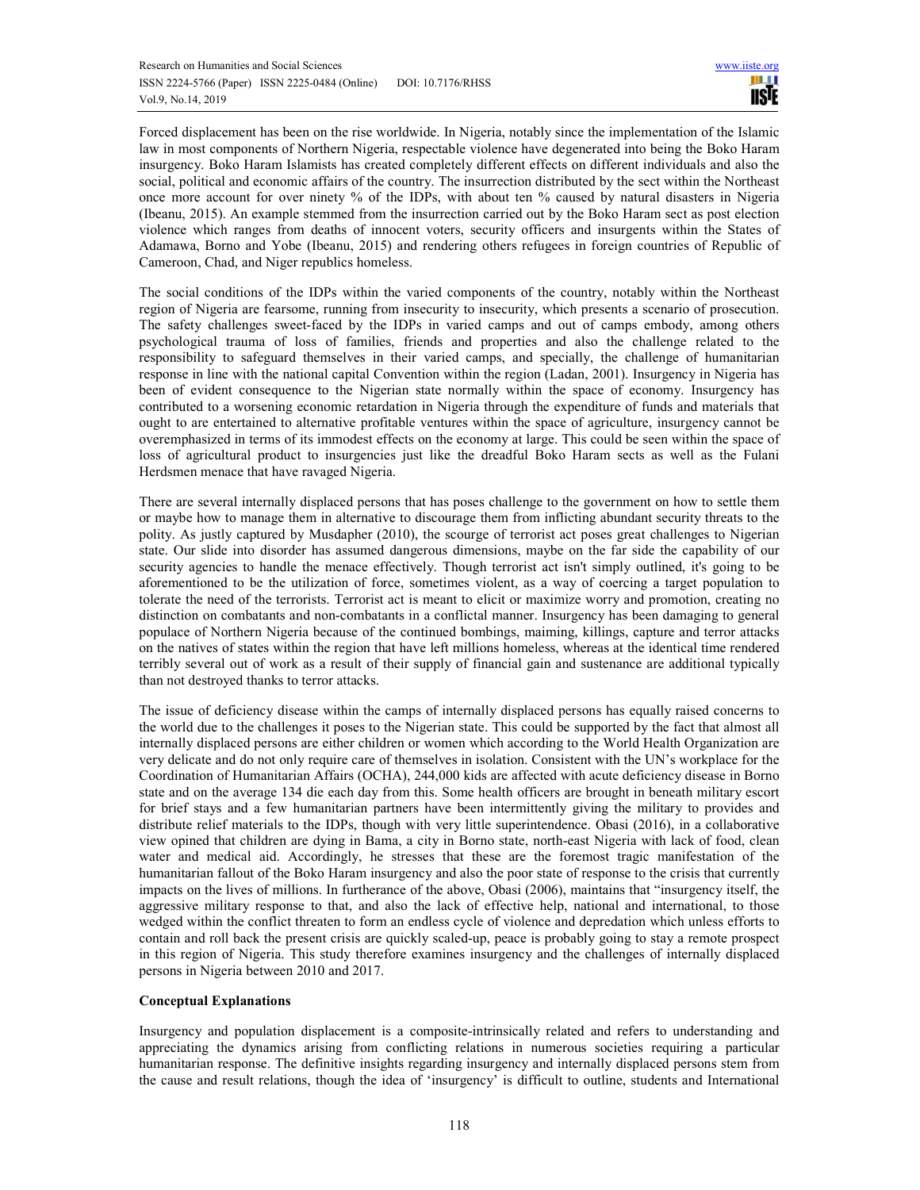Forced displacement has been on the rise worldwide. In Nigeria, notably since the implementation of the Islamic law in most components of Northern Nigeria, respectable violence have degenerated into being the Boko Haram insurgency. Boko Haram Islamists has created completely different effects on different individuals and also the social, political and economic affairs of the country. The insurrection distributed by the sect within the Northeast once more account for over ninety % of the IDPs, with about ten % caused by natural disasters in Nigeria (Ibeanu, 2015). An example stemmed from the insurrection carried out by the Boko Haram sect as post election violence which ranges from deaths of innocent voters, security officers and insurgents within the States of Adamawa, Borno and Yobe (Ibeanu, 2015) and rendering others refugees in foreign countries of Republic of Cameroon, Chad, and Niger republics homeless.

The social conditions of the IDPs within the varied components of the country, notably within the Northeast region of Nigeria are fearsome, running from insecurity to insecurity, which presents a scenario of prosecution. The safety challenges sweet-faced by the IDPs in varied camps and out of camps embody, among others psychological trauma of loss of families, friends and properties and also the challenge related to the responsibility to safeguard themselves in their varied camps, and specially, the challenge of humanitarian response in line with the national capital Convention within the region (Ladan, 2001). Insurgency in Nigeria has been of evident consequence to the Nigerian state normally within the space of economy. Insurgency has contributed to a worsening economic retardation in Nigeria through the expenditure of funds and materials that ought to are entertained to alternative profitable ventures within the space of agriculture, insurgency cannot be overemphasized in terms of its immodest effects on the economy at large. This could be seen within the space of loss of agricultural product to insurgencies just like the dreadful Boko Haram sects as well as the Fulani Herdsmen menace that have ravaged Nigeria.

There are several internally displaced persons that has poses challenge to the government on how to settle them or maybe how to manage them in alternative to discourage them from inflicting abundant security threats to the polity. As justly captured by Musdapher (2010), the scourge of terrorist act poses great challenges to Nigerian state. Our slide into disorder has assumed dangerous dimensions, maybe on the far side the capability of our security agencies to handle the menace effectively. Though terrorist act isn't simply outlined, it's going to be aforementioned to be the utilization of force, sometimes violent, as a way of coercing a target population to tolerate the need of the terrorists. Terrorist act is meant to elicit or maximize worry and promotion, creating no distinction on combatants and non-combatants in a conflictal manner. Insurgency has been damaging to general populace of Northern Nigeria because of the continued bombings, maiming, killings, capture and terror attacks on the natives of states within the region that have left millions homeless, whereas at the identical time rendered terribly several out of work as a result of their supply of financial gain and sustenance are additional typically than not destroyed thanks to terror attacks.

The issue of deficiency disease within the camps of internally displaced persons has equally raised concerns to the world due to the challenges it poses to the Nigerian state. This could be supported by the fact that almost all internally displaced persons are either children or women which according to the World Health Organization are very delicate and do not only require care of themselves in isolation. Consistent with the UN's workplace for the Coordination of Humanitarian Affairs (OCHA), 244,000 kids are affected with acute deficiency disease in Borno state and on the average 134 die each day from this. Some health officers are brought in beneath military escort for brief stays and a few humanitarian partners have been intermittently giving the military to provides and distribute relief materials to the IDPs, though with very little superintendence. Obasi (2016), in a collaborative view opined that children are dying in Bama, a city in Borno state, north-east Nigeria with lack of food, clean water and medical aid. Accordingly, he stresses that these are the foremost tragic manifestation of the humanitarian fallout of the Boko Haram insurgency and also the poor state of response to the crisis that currently impacts on the lives of millions. In furtherance of the above, Obasi (2006), maintains that "insurgency itself, the aggressive military response to that, and also the lack of effective help, national and international, to those wedged within the conflict threaten to form an endless cycle of violence and depredation which unless efforts to contain and roll back the present crisis are quickly scaled-up, peace is probably going to stay a remote prospect in this region of Nigeria. This study therefore examines insurgency and the challenges of internally displaced persons in Nigeria between 2010 and 2017.

**Conceptual Explanations**

Insurgency and population displacement is a composite-intrinsically related and refers to understanding and appreciating the dynamics arising from conflicting relations in numerous societies requiring a particular humanitarian response. The definitive insights regarding insurgency and internally displaced persons stem from the cause and result relations, though the idea of 'insurgency' is difficult to outline, students and International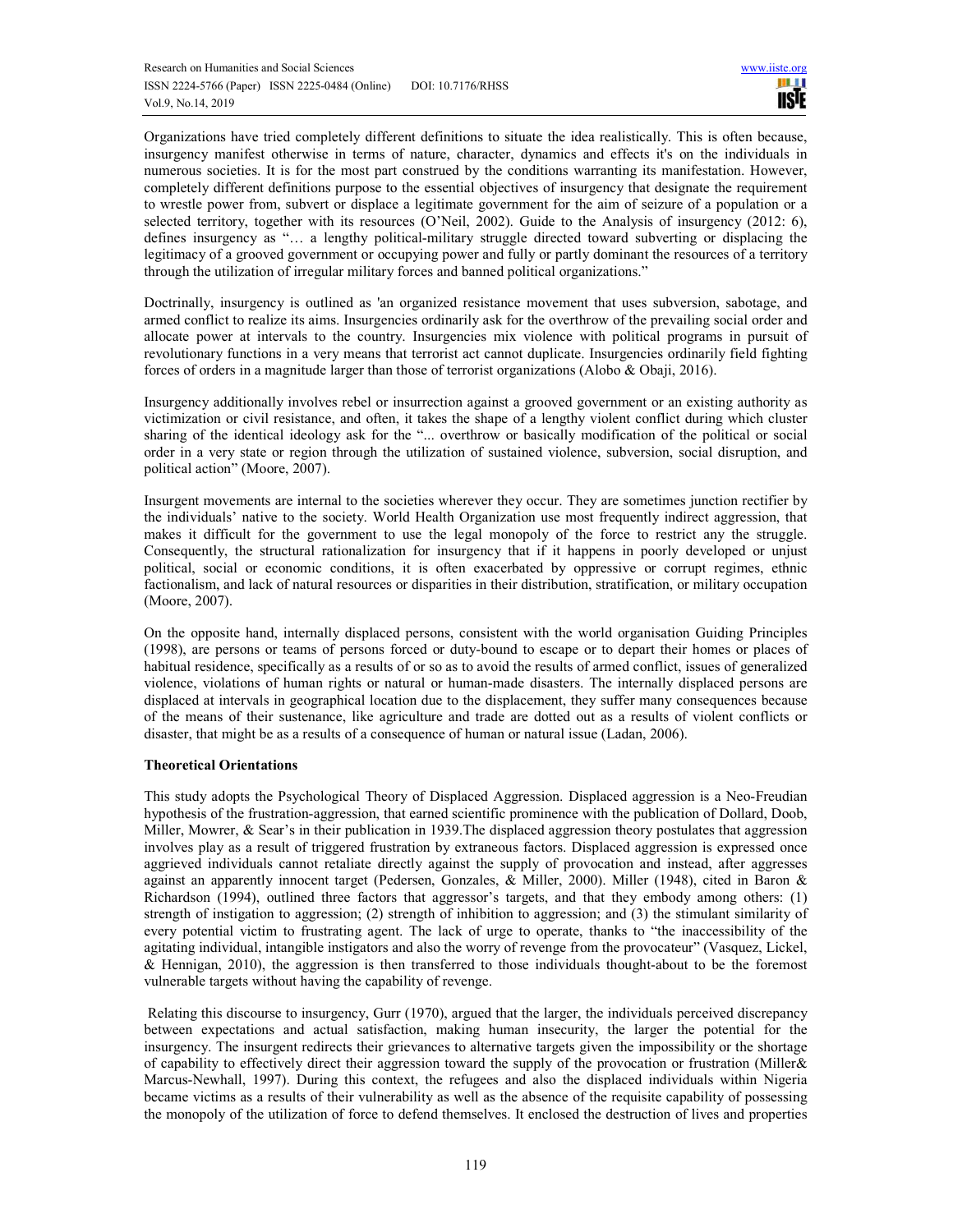Organizations have tried completely different definitions to situate the idea realistically. This is often because, insurgency manifest otherwise in terms of nature, character, dynamics and effects it's on the individuals in numerous societies. It is for the most part construed by the conditions warranting its manifestation. However, completely different definitions purpose to the essential objectives of insurgency that designate the requirement to wrestle power from, subvert or displace a legitimate government for the aim of seizure of a population or a selected territory, together with its resources (O'Neil, 2002). Guide to the Analysis of insurgency (2012: 6), defines insurgency as "… a lengthy political-military struggle directed toward subverting or displacing the legitimacy of a grooved government or occupying power and fully or partly dominant the resources of a territory through the utilization of irregular military forces and banned political organizations."

Doctrinally, insurgency is outlined as 'an organized resistance movement that uses subversion, sabotage, and armed conflict to realize its aims. Insurgencies ordinarily ask for the overthrow of the prevailing social order and allocate power at intervals to the country. Insurgencies mix violence with political programs in pursuit of revolutionary functions in a very means that terrorist act cannot duplicate. Insurgencies ordinarily field fighting forces of orders in a magnitude larger than those of terrorist organizations (Alobo & Obaji, 2016).

Insurgency additionally involves rebel or insurrection against a grooved government or an existing authority as victimization or civil resistance, and often, it takes the shape of a lengthy violent conflict during which cluster sharing of the identical ideology ask for the "... overthrow or basically modification of the political or social order in a very state or region through the utilization of sustained violence, subversion, social disruption, and political action" (Moore, 2007).

Insurgent movements are internal to the societies wherever they occur. They are sometimes junction rectifier by the individuals' native to the society. World Health Organization use most frequently indirect aggression, that makes it difficult for the government to use the legal monopoly of the force to restrict any the struggle. Consequently, the structural rationalization for insurgency that if it happens in poorly developed or unjust political, social or economic conditions, it is often exacerbated by oppressive or corrupt regimes, ethnic factionalism, and lack of natural resources or disparities in their distribution, stratification, or military occupation (Moore, 2007).

On the opposite hand, internally displaced persons, consistent with the world organisation Guiding Principles (1998), are persons or teams of persons forced or duty-bound to escape or to depart their homes or places of habitual residence, specifically as a results of or so as to avoid the results of armed conflict, issues of generalized violence, violations of human rights or natural or human-made disasters. The internally displaced persons are displaced at intervals in geographical location due to the displacement, they suffer many consequences because of the means of their sustenance, like agriculture and trade are dotted out as a results of violent conflicts or disaster, that might be as a results of a consequence of human or natural issue (Ladan, 2006).

**Theoretical Orientations**

This study adopts the Psychological Theory of Displaced Aggression. Displaced aggression is a Neo-Freudian hypothesis of the frustration-aggression, that earned scientific prominence with the publication of Dollard, Doob, Miller, Mowrer, & Sear's in their publication in 1939.The displaced aggression theory postulates that aggression involves play as a result of triggered frustration by extraneous factors. Displaced aggression is expressed once aggrieved individuals cannot retaliate directly against the supply of provocation and instead, after aggresses against an apparently innocent target (Pedersen, Gonzales, & Miller, 2000). Miller (1948), cited in Baron & Richardson (1994), outlined three factors that aggressor's targets, and that they embody among others: (1) strength of instigation to aggression; (2) strength of inhibition to aggression; and (3) the stimulant similarity of every potential victim to frustrating agent. The lack of urge to operate, thanks to "the inaccessibility of the agitating individual, intangible instigators and also the worry of revenge from the provocateur" (Vasquez, Lickel, & Hennigan, 2010), the aggression is then transferred to those individuals thought-about to be the foremost vulnerable targets without having the capability of revenge.

Relating this discourse to insurgency, Gurr (1970), argued that the larger, the individuals perceived discrepancy between expectations and actual satisfaction, making human insecurity, the larger the potential for the insurgency. The insurgent redirects their grievances to alternative targets given the impossibility or the shortage of capability to effectively direct their aggression toward the supply of the provocation or frustration (Miller& Marcus-Newhall, 1997). During this context, the refugees and also the displaced individuals within Nigeria became victims as a results of their vulnerability as well as the absence of the requisite capability of possessing the monopoly of the utilization of force to defend themselves. It enclosed the destruction of lives and properties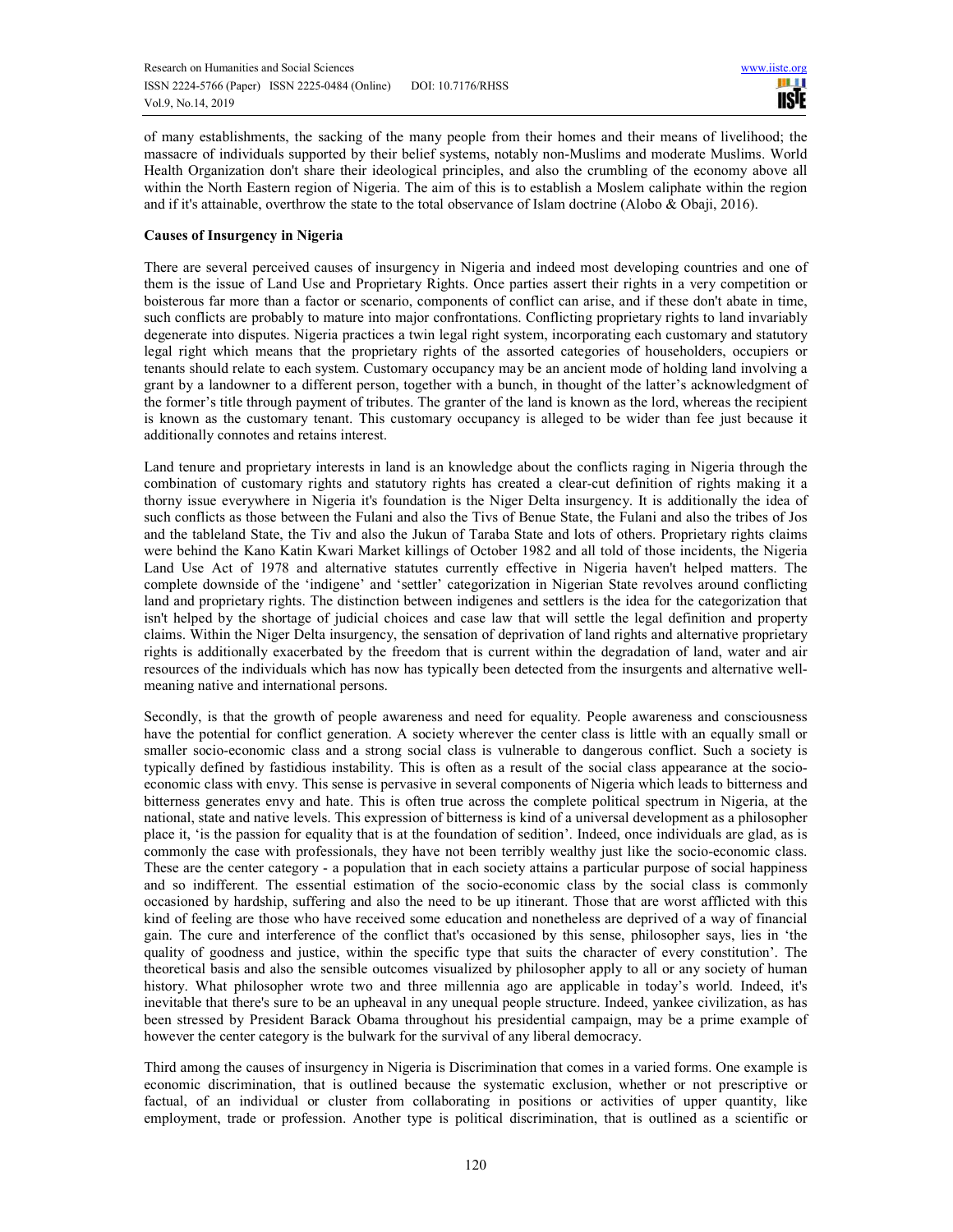of many establishments, the sacking of the many people from their homes and their means of livelihood; the massacre of individuals supported by their belief systems, notably non-Muslims and moderate Muslims. World Health Organization don't share their ideological principles, and also the crumbling of the economy above all within the North Eastern region of Nigeria. The aim of this is to establish a Moslem caliphate within the region and if it's attainable, overthrow the state to the total observance of Islam doctrine (Alobo & Obaji, 2016).

**Causes of Insurgency in Nigeria**

There are several perceived causes of insurgency in Nigeria and indeed most developing countries and one of them is the issue of Land Use and Proprietary Rights. Once parties assert their rights in a very competition or boisterous far more than a factor or scenario, components of conflict can arise, and if these don't abate in time, such conflicts are probably to mature into major confrontations. Conflicting proprietary rights to land invariably degenerate into disputes. Nigeria practices a twin legal right system, incorporating each customary and statutory legal right which means that the proprietary rights of the assorted categories of householders, occupiers or tenants should relate to each system. Customary occupancy may be an ancient mode of holding land involving a grant by a landowner to a different person, together with a bunch, in thought of the latter's acknowledgment of the former's title through payment of tributes. The granter of the land is known as the lord, whereas the recipient is known as the customary tenant. This customary occupancy is alleged to be wider than fee just because it additionally connotes and retains interest.

Land tenure and proprietary interests in land is an knowledge about the conflicts raging in Nigeria through the combination of customary rights and statutory rights has created a clear-cut definition of rights making it a thorny issue everywhere in Nigeria it's foundation is the Niger Delta insurgency. It is additionally the idea of such conflicts as those between the Fulani and also the Tivs of Benue State, the Fulani and also the tribes of Jos and the tableland State, the Tiv and also the Jukun of Taraba State and lots of others. Proprietary rights claims were behind the Kano Katin Kwari Market killings of October 1982 and all told of those incidents, the Nigeria Land Use Act of 1978 and alternative statutes currently effective in Nigeria haven't helped matters. The complete downside of the 'indigene' and 'settler' categorization in Nigerian State revolves around conflicting land and proprietary rights. The distinction between indigenes and settlers is the idea for the categorization that isn't helped by the shortage of judicial choices and case law that will settle the legal definition and property claims. Within the Niger Delta insurgency, the sensation of deprivation of land rights and alternative proprietary rights is additionally exacerbated by the freedom that is current within the degradation of land, water and air resources of the individuals which has now has typically been detected from the insurgents and alternative well-meaning native and international persons.

Secondly, is that the growth of people awareness and need for equality. People awareness and consciousness have the potential for conflict generation. A society wherever the center class is little with an equally small or smaller socio-economic class and a strong social class is vulnerable to dangerous conflict. Such a society is typically defined by fastidious instability. This is often as a result of the social class appearance at the socio-economic class with envy. This sense is pervasive in several components of Nigeria which leads to bitterness and bitterness generates envy and hate. This is often true across the complete political spectrum in Nigeria, at the national, state and native levels. This expression of bitterness is kind of a universal development as a philosopher place it, 'is the passion for equality that is at the foundation of sedition'. Indeed, once individuals are glad, as is commonly the case with professionals, they have not been terribly wealthy just like the socio-economic class. These are the center category - a population that in each society attains a particular purpose of social happiness and so indifferent. The essential estimation of the socio-economic class by the social class is commonly occasioned by hardship, suffering and also the need to be up itinerant. Those that are worst afflicted with this kind of feeling are those who have received some education and nonetheless are deprived of a way of financial gain. The cure and interference of the conflict that's occasioned by this sense, philosopher says, lies in 'the quality of goodness and justice, within the specific type that suits the character of every constitution'. The theoretical basis and also the sensible outcomes visualized by philosopher apply to all or any society of human history. What philosopher wrote two and three millennia ago are applicable in today's world. Indeed, it's inevitable that there's sure to be an upheaval in any unequal people structure. Indeed, yankee civilization, as has been stressed by President Barack Obama throughout his presidential campaign, may be a prime example of however the center category is the bulwark for the survival of any liberal democracy.

Third among the causes of insurgency in Nigeria is Discrimination that comes in a varied forms. One example is economic discrimination, that is outlined because the systematic exclusion, whether or not prescriptive or factual, of an individual or cluster from collaborating in positions or activities of upper quantity, like employment, trade or profession. Another type is political discrimination, that is outlined as a scientific or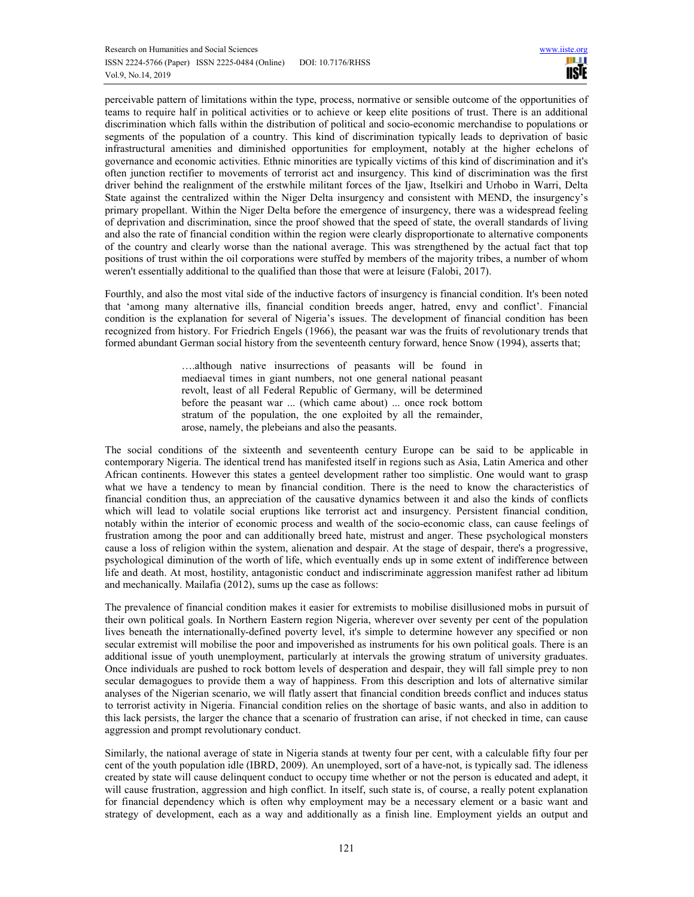perceivable pattern of limitations within the type, process, normative or sensible outcome of the opportunities of teams to require half in political activities or to achieve or keep elite positions of trust. There is an additional discrimination which falls within the distribution of political and socio-economic merchandise to populations or segments of the population of a country. This kind of discrimination typically leads to deprivation of basic infrastructural amenities and diminished opportunities for employment, notably at the higher echelons of governance and economic activities. Ethnic minorities are typically victims of this kind of discrimination and it's often junction rectifier to movements of terrorist act and insurgency. This kind of discrimination was the first driver behind the realignment of the erstwhile militant forces of the Ijaw, Itselkiri and Urhobo in Warri, Delta State against the centralized within the Niger Delta insurgency and consistent with MEND, the insurgency's primary propellant. Within the Niger Delta before the emergence of insurgency, there was a widespread feeling of deprivation and discrimination, since the proof showed that the speed of state, the overall standards of living and also the rate of financial condition within the region were clearly disproportionate to alternative components of the country and clearly worse than the national average. This was strengthened by the actual fact that top positions of trust within the oil corporations were stuffed by members of the majority tribes, a number of whom weren't essentially additional to the qualified than those that were at leisure (Falobi, 2017).

Fourthly, and also the most vital side of the inductive factors of insurgency is financial condition. It's been noted that 'among many alternative ills, financial condition breeds anger, hatred, envy and conflict'. Financial condition is the explanation for several of Nigeria's issues. The development of financial condition has been recognized from history. For Friedrich Engels (1966), the peasant war was the fruits of revolutionary trends that formed abundant German social history from the seventeenth century forward, hence Snow (1994), asserts that;

> ….although native insurrections of peasants will be found in mediaeval times in giant numbers, not one general national peasant revolt, least of all Federal Republic of Germany, will be determined before the peasant war ... (which came about) ... once rock bottom stratum of the population, the one exploited by all the remainder, arose, namely, the plebeians and also the peasants.

The social conditions of the sixteenth and seventeenth century Europe can be said to be applicable in contemporary Nigeria. The identical trend has manifested itself in regions such as Asia, Latin America and other African continents. However this states a genteel development rather too simplistic. One would want to grasp what we have a tendency to mean by financial condition. There is the need to know the characteristics of financial condition thus, an appreciation of the causative dynamics between it and also the kinds of conflicts which will lead to volatile social eruptions like terrorist act and insurgency. Persistent financial condition, notably within the interior of economic process and wealth of the socio-economic class, can cause feelings of frustration among the poor and can additionally breed hate, mistrust and anger. These psychological monsters cause a loss of religion within the system, alienation and despair. At the stage of despair, there's a progressive, psychological diminution of the worth of life, which eventually ends up in some extent of indifference between life and death. At most, hostility, antagonistic conduct and indiscriminate aggression manifest rather ad libitum and mechanically. Mailafia (2012), sums up the case as follows:

The prevalence of financial condition makes it easier for extremists to mobilise disillusioned mobs in pursuit of their own political goals. In Northern Eastern region Nigeria, wherever over seventy per cent of the population lives beneath the internationally-defined poverty level, it's simple to determine however any specified or non secular extremist will mobilise the poor and impoverished as instruments for his own political goals. There is an additional issue of youth unemployment, particularly at intervals the growing stratum of university graduates. Once individuals are pushed to rock bottom levels of desperation and despair, they will fall simple prey to non secular demagogues to provide them a way of happiness. From this description and lots of alternative similar analyses of the Nigerian scenario, we will flatly assert that financial condition breeds conflict and induces status to terrorist activity in Nigeria. Financial condition relies on the shortage of basic wants, and also in addition to this lack persists, the larger the chance that a scenario of frustration can arise, if not checked in time, can cause aggression and prompt revolutionary conduct.

Similarly, the national average of state in Nigeria stands at twenty four per cent, with a calculable fifty four per cent of the youth population idle (IBRD, 2009). An unemployed, sort of a have-not, is typically sad. The idleness created by state will cause delinquent conduct to occupy time whether or not the person is educated and adept, it will cause frustration, aggression and high conflict. In itself, such state is, of course, a really potent explanation for financial dependency which is often why employment may be a necessary element or a basic want and strategy of development, each as a way and additionally as a finish line. Employment yields an output and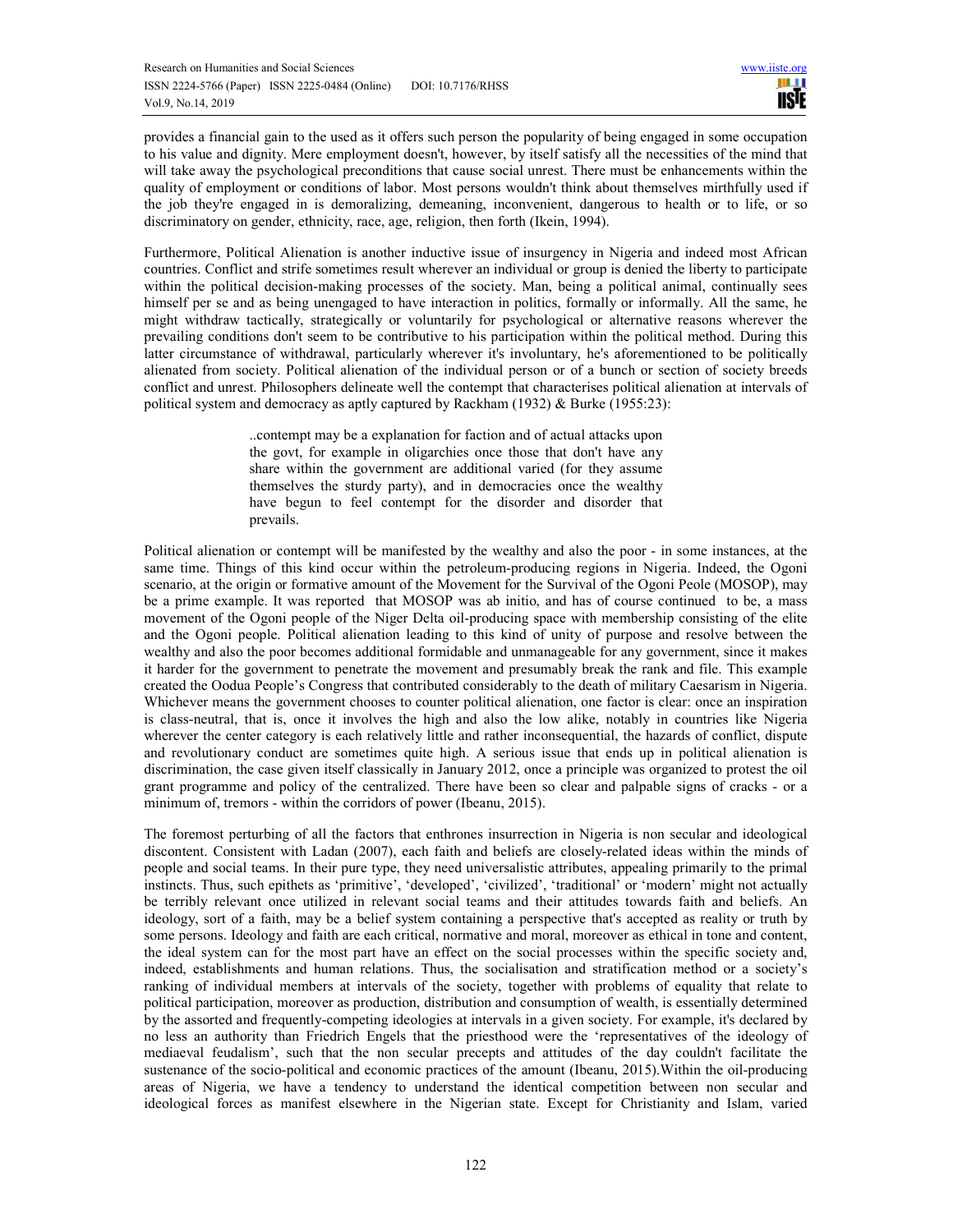provides a financial gain to the used as it offers such person the popularity of being engaged in some occupation to his value and dignity. Mere employment doesn't, however, by itself satisfy all the necessities of the mind that will take away the psychological preconditions that cause social unrest. There must be enhancements within the quality of employment or conditions of labor. Most persons wouldn't think about themselves mirthfully used if the job they're engaged in is demoralizing, demeaning, inconvenient, dangerous to health or to life, or so discriminatory on gender, ethnicity, race, age, religion, then forth (Ikein, 1994).

Furthermore, Political Alienation is another inductive issue of insurgency in Nigeria and indeed most African countries. Conflict and strife sometimes result wherever an individual or group is denied the liberty to participate within the political decision-making processes of the society. Man, being a political animal, continually sees himself per se and as being unengaged to have interaction in politics, formally or informally. All the same, he might withdraw tactically, strategically or voluntarily for psychological or alternative reasons wherever the prevailing conditions don't seem to be contributive to his participation within the political method. During this latter circumstance of withdrawal, particularly wherever it's involuntary, he's aforementioned to be politically alienated from society. Political alienation of the individual person or of a bunch or section of society breeds conflict and unrest. Philosophers delineate well the contempt that characterises political alienation at intervals of political system and democracy as aptly captured by Rackham (1932) & Burke (1955:23):

> ..contempt may be a explanation for faction and of actual attacks upon the govt, for example in oligarchies once those that don't have any share within the government are additional varied (for they assume themselves the sturdy party), and in democracies once the wealthy have begun to feel contempt for the disorder and disorder that prevails.

Political alienation or contempt will be manifested by the wealthy and also the poor - in some instances, at the same time. Things of this kind occur within the petroleum-producing regions in Nigeria. Indeed, the Ogoni scenario, at the origin or formative amount of the Movement for the Survival of the Ogoni Peole (MOSOP), may be a prime example. It was reported that MOSOP was ab initio, and has of course continued to be, a mass movement of the Ogoni people of the Niger Delta oil-producing space with membership consisting of the elite and the Ogoni people. Political alienation leading to this kind of unity of purpose and resolve between the wealthy and also the poor becomes additional formidable and unmanageable for any government, since it makes it harder for the government to penetrate the movement and presumably break the rank and file. This example created the Oodua People's Congress that contributed considerably to the death of military Caesarism in Nigeria. Whichever means the government chooses to counter political alienation, one factor is clear: once an inspiration is class-neutral, that is, once it involves the high and also the low alike, notably in countries like Nigeria wherever the center category is each relatively little and rather inconsequential, the hazards of conflict, dispute and revolutionary conduct are sometimes quite high. A serious issue that ends up in political alienation is discrimination, the case given itself classically in January 2012, once a principle was organized to protest the oil grant programme and policy of the centralized. There have been so clear and palpable signs of cracks - or a minimum of, tremors - within the corridors of power (Ibeanu, 2015).

The foremost perturbing of all the factors that enthrones insurrection in Nigeria is non secular and ideological discontent. Consistent with Ladan (2007), each faith and beliefs are closely-related ideas within the minds of people and social teams. In their pure type, they need universalistic attributes, appealing primarily to the primal instincts. Thus, such epithets as 'primitive', 'developed', 'civilized', 'traditional' or 'modern' might not actually be terribly relevant once utilized in relevant social teams and their attitudes towards faith and beliefs. An ideology, sort of a faith, may be a belief system containing a perspective that's accepted as reality or truth by some persons. Ideology and faith are each critical, normative and moral, moreover as ethical in tone and content, the ideal system can for the most part have an effect on the social processes within the specific society and, indeed, establishments and human relations. Thus, the socialisation and stratification method or a society's ranking of individual members at intervals of the society, together with problems of equality that relate to political participation, moreover as production, distribution and consumption of wealth, is essentially determined by the assorted and frequently-competing ideologies at intervals in a given society. For example, it's declared by no less an authority than Friedrich Engels that the priesthood were the 'representatives of the ideology of mediaeval feudalism', such that the non secular precepts and attitudes of the day couldn't facilitate the sustenance of the socio-political and economic practices of the amount (Ibeanu, 2015).Within the oil-producing areas of Nigeria, we have a tendency to understand the identical competition between non secular and ideological forces as manifest elsewhere in the Nigerian state. Except for Christianity and Islam, varied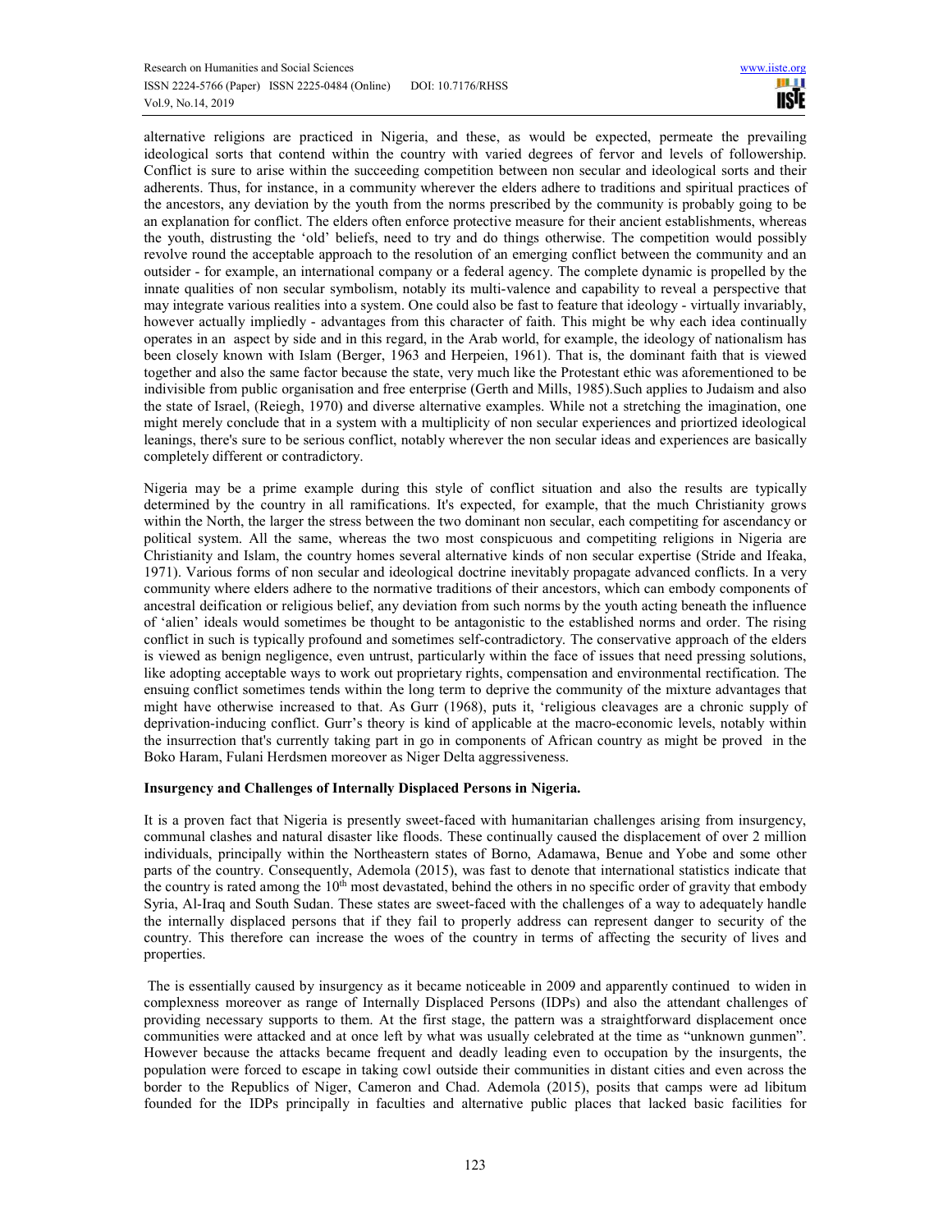alternative religions are practiced in Nigeria, and these, as would be expected, permeate the prevailing ideological sorts that contend within the country with varied degrees of fervor and levels of followership. Conflict is sure to arise within the succeeding competition between non secular and ideological sorts and their adherents. Thus, for instance, in a community wherever the elders adhere to traditions and spiritual practices of the ancestors, any deviation by the youth from the norms prescribed by the community is probably going to be an explanation for conflict. The elders often enforce protective measure for their ancient establishments, whereas the youth, distrusting the 'old' beliefs, need to try and do things otherwise. The competition would possibly revolve round the acceptable approach to the resolution of an emerging conflict between the community and an outsider - for example, an international company or a federal agency. The complete dynamic is propelled by the innate qualities of non secular symbolism, notably its multi-valence and capability to reveal a perspective that may integrate various realities into a system. One could also be fast to feature that ideology - virtually invariably, however actually impliedly - advantages from this character of faith. This might be why each idea continually operates in an aspect by side and in this regard, in the Arab world, for example, the ideology of nationalism has been closely known with Islam (Berger, 1963 and Herpeien, 1961). That is, the dominant faith that is viewed together and also the same factor because the state, very much like the Protestant ethic was aforementioned to be indivisible from public organisation and free enterprise (Gerth and Mills, 1985).Such applies to Judaism and also the state of Israel, (Reiegh, 1970) and diverse alternative examples. While not a stretching the imagination, one might merely conclude that in a system with a multiplicity of non secular experiences and priortized ideological leanings, there's sure to be serious conflict, notably wherever the non secular ideas and experiences are basically completely different or contradictory.

Nigeria may be a prime example during this style of conflict situation and also the results are typically determined by the country in all ramifications. It's expected, for example, that the much Christianity grows within the North, the larger the stress between the two dominant non secular, each competiting for ascendancy or political system. All the same, whereas the two most conspicuous and competiting religions in Nigeria are Christianity and Islam, the country homes several alternative kinds of non secular expertise (Stride and Ifeaka, 1971). Various forms of non secular and ideological doctrine inevitably propagate advanced conflicts. In a very community where elders adhere to the normative traditions of their ancestors, which can embody components of ancestral deification or religious belief, any deviation from such norms by the youth acting beneath the influence of 'alien' ideals would sometimes be thought to be antagonistic to the established norms and order. The rising conflict in such is typically profound and sometimes self-contradictory. The conservative approach of the elders is viewed as benign negligence, even untrust, particularly within the face of issues that need pressing solutions, like adopting acceptable ways to work out proprietary rights, compensation and environmental rectification. The ensuing conflict sometimes tends within the long term to deprive the community of the mixture advantages that might have otherwise increased to that. As Gurr (1968), puts it, 'religious cleavages are a chronic supply of deprivation-inducing conflict. Gurr's theory is kind of applicable at the macro-economic levels, notably within the insurrection that's currently taking part in go in components of African country as might be proved in the Boko Haram, Fulani Herdsmen moreover as Niger Delta aggressiveness.

**Insurgency and Challenges of Internally Displaced Persons in Nigeria.**

It is a proven fact that Nigeria is presently sweet-faced with humanitarian challenges arising from insurgency, communal clashes and natural disaster like floods. These continually caused the displacement of over 2 million individuals, principally within the Northeastern states of Borno, Adamawa, Benue and Yobe and some other parts of the country. Consequently, Ademola (2015), was fast to denote that international statistics indicate that the country is rated among the 10th most devastated, behind the others in no specific order of gravity that embody Syria, Al-Iraq and South Sudan. These states are sweet-faced with the challenges of a way to adequately handle the internally displaced persons that if they fail to properly address can represent danger to security of the country. This therefore can increase the woes of the country in terms of affecting the security of lives and properties.

The is essentially caused by insurgency as it became noticeable in 2009 and apparently continued to widen in complexness moreover as range of Internally Displaced Persons (IDPs) and also the attendant challenges of providing necessary supports to them. At the first stage, the pattern was a straightforward displacement once communities were attacked and at once left by what was usually celebrated at the time as "unknown gunmen". However because the attacks became frequent and deadly leading even to occupation by the insurgents, the population were forced to escape in taking cowl outside their communities in distant cities and even across the border to the Republics of Niger, Cameron and Chad. Ademola (2015), posits that camps were ad libitum founded for the IDPs principally in faculties and alternative public places that lacked basic facilities for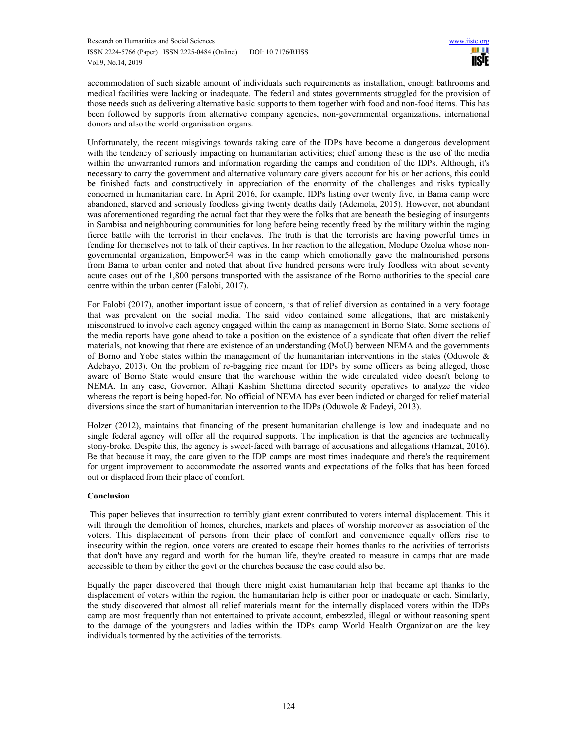accommodation of such sizable amount of individuals such requirements as installation, enough bathrooms and medical facilities were lacking or inadequate. The federal and states governments struggled for the provision of those needs such as delivering alternative basic supports to them together with food and non-food items. This has been followed by supports from alternative company agencies, non-governmental organizations, international donors and also the world organisation organs.

Unfortunately, the recent misgivings towards taking care of the IDPs have become a dangerous development with the tendency of seriously impacting on humanitarian activities; chief among these is the use of the media within the unwarranted rumors and information regarding the camps and condition of the IDPs. Although, it's necessary to carry the government and alternative voluntary care givers account for his or her actions, this could be finished facts and constructively in appreciation of the enormity of the challenges and risks typically concerned in humanitarian care. In April 2016, for example, IDPs listing over twenty five, in Bama camp were abandoned, starved and seriously foodless giving twenty deaths daily (Ademola, 2015). However, not abundant was aforementioned regarding the actual fact that they were the folks that are beneath the besieging of insurgents in Sambisa and neighbouring communities for long before being recently freed by the military within the raging fierce battle with the terrorist in their enclaves. The truth is that the terrorists are having powerful times in fending for themselves not to talk of their captives. In her reaction to the allegation, Modupe Ozolua whose non-governmental organization, Empower54 was in the camp which emotionally gave the malnourished persons from Bama to urban center and noted that about five hundred persons were truly foodless with about seventy acute cases out of the 1,800 persons transported with the assistance of the Borno authorities to the special care centre within the urban center (Falobi, 2017).

For Falobi (2017), another important issue of concern, is that of relief diversion as contained in a very footage that was prevalent on the social media. The said video contained some allegations, that are mistakenly misconstrued to involve each agency engaged within the camp as management in Borno State. Some sections of the media reports have gone ahead to take a position on the existence of a syndicate that often divert the relief materials, not knowing that there are existence of an understanding (MoU) between NEMA and the governments of Borno and Yobe states within the management of the humanitarian interventions in the states (Oduwole & Adebayo, 2013). On the problem of re-bagging rice meant for IDPs by some officers as being alleged, those aware of Borno State would ensure that the warehouse within the wide circulated video doesn't belong to NEMA. In any case, Governor, Alhaji Kashim Shettima directed security operatives to analyze the video whereas the report is being hoped-for. No official of NEMA has ever been indicted or charged for relief material diversions since the start of humanitarian intervention to the IDPs (Oduwole & Fadeyi, 2013).

Holzer (2012), maintains that financing of the present humanitarian challenge is low and inadequate and no single federal agency will offer all the required supports. The implication is that the agencies are technically stony-broke. Despite this, the agency is sweet-faced with barrage of accusations and allegations (Hamzat, 2016). Be that because it may, the care given to the IDP camps are most times inadequate and there's the requirement for urgent improvement to accommodate the assorted wants and expectations of the folks that has been forced out or displaced from their place of comfort.

**Conclusion**

This paper believes that insurrection to terribly giant extent contributed to voters internal displacement. This it will through the demolition of homes, churches, markets and places of worship moreover as association of the voters. This displacement of persons from their place of comfort and convenience equally offers rise to insecurity within the region. once voters are created to escape their homes thanks to the activities of terrorists that don't have any regard and worth for the human life, they're created to measure in camps that are made accessible to them by either the govt or the churches because the case could also be.

Equally the paper discovered that though there might exist humanitarian help that became apt thanks to the displacement of voters within the region, the humanitarian help is either poor or inadequate or each. Similarly, the study discovered that almost all relief materials meant for the internally displaced voters within the IDPs camp are most frequently than not entertained to private account, embezzled, illegal or without reasoning spent to the damage of the youngsters and ladies within the IDPs camp World Health Organization are the key individuals tormented by the activities of the terrorists.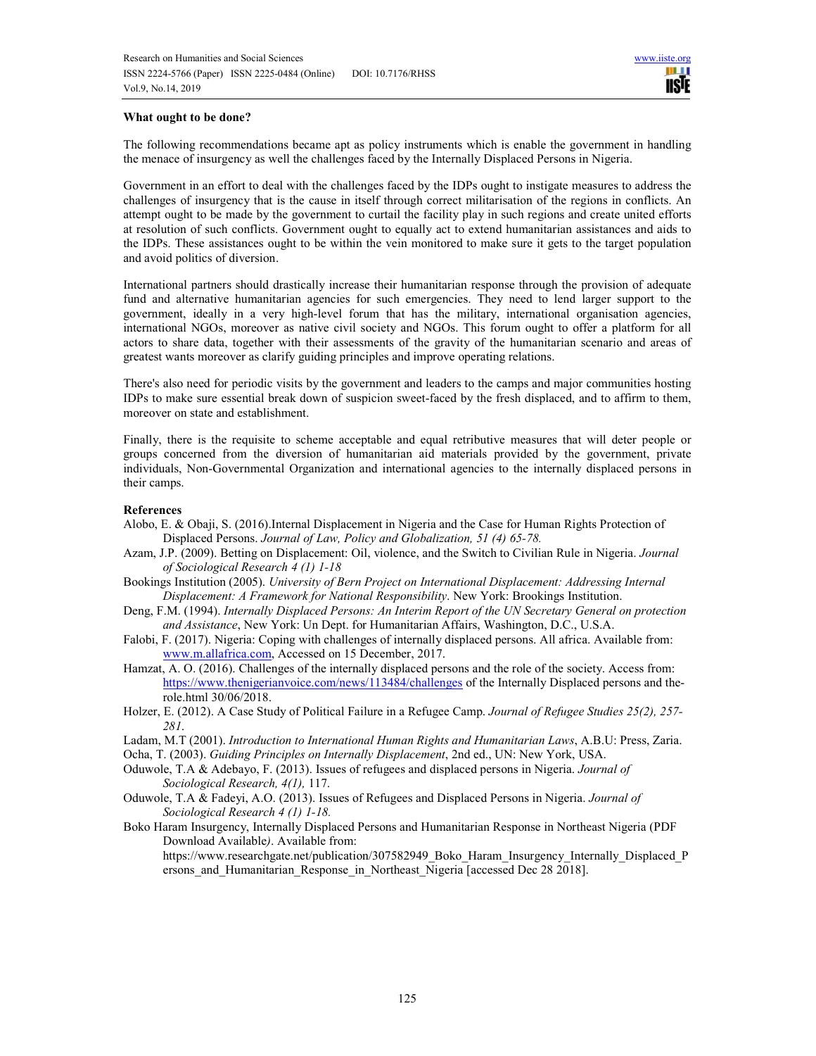### What ought to be done?

The following recommendations became apt as policy instruments which is enable the government in handling the menace of insurgency as well the challenges faced by the Internally Displaced Persons in Nigeria.

Government in an effort to deal with the challenges faced by the IDPs ought to instigate measures to address the challenges of insurgency that is the cause in itself through correct militarisation of the regions in conflicts. An attempt ought to be made by the government to curtail the facility play in such regions and create united efforts at resolution of such conflicts. Government ought to equally act to extend humanitarian assistances and aids to the IDPs. These assistances ought to be within the vein monitored to make sure it gets to the target population and avoid politics of diversion.

International partners should drastically increase their humanitarian response through the provision of adequate fund and alternative humanitarian agencies for such emergencies. They need to lend larger support to the government, ideally in a very high-level forum that has the military, international organisation agencies, international NGOs, moreover as native civil society and NGOs. This forum ought to offer a platform for all actors to share data, together with their assessments of the gravity of the humanitarian scenario and areas of greatest wants moreover as clarify guiding principles and improve operating relations.

There's also need for periodic visits by the government and leaders to the camps and major communities hosting IDPs to make sure essential break down of suspicion sweet-faced by the fresh displaced, and to affirm to them, moreover on state and establishment.

Finally, there is the requisite to scheme acceptable and equal retributive measures that will deter people or groups concerned from the diversion of humanitarian aid materials provided by the government, private individuals, Non-Governmental Organization and international agencies to the internally displaced persons in their camps.

### References

Alobo, E. & Obaji, S. (2016).Internal Displacement in Nigeria and the Case for Human Rights Protection of Displaced Persons. *Journal of Law, Policy and Globalization, 51 (4) 65-78.*

Azam, J.P. (2009). Betting on Displacement: Oil, violence, and the Switch to Civilian Rule in Nigeria. *Journal of Sociological Research 4 (1) 1-18*

Bookings Institution (2005). *University of Bern Project on International Displacement: Addressing Internal Displacement: A Framework for National Responsibility*. New York: Brookings Institution.

Deng, F.M. (1994). *Internally Displaced Persons: An Interim Report of the UN Secretary General on protection and Assistance*, New York: Un Dept. for Humanitarian Affairs, Washington, D.C., U.S.A.

Falobi, F. (2017). Nigeria: Coping with challenges of internally displaced persons. All africa. Available from: www.m.allafrica.com, Accessed on 15 December, 2017.

Hamzat, A. O. (2016). Challenges of the internally displaced persons and the role of the society. Access from: https://www.thenigerianvoice.com/news/113484/challenges of the Internally Displaced persons and the-role.html 30/06/2018.

Holzer, E. (2012). A Case Study of Political Failure in a Refugee Camp. *Journal of Refugee Studies 25(2), 257-281.*

Ladam, M.T (2001). *Introduction to International Human Rights and Humanitarian Laws*, A.B.U: Press, Zaria.

Ocha, T. (2003). *Guiding Principles on Internally Displacement*, 2nd ed., UN: New York, USA.

Oduwole, T.A & Adebayo, F. (2013). Issues of refugees and displaced persons in Nigeria. *Journal of Sociological Research, 4(1),* 117.

Oduwole, T.A & Fadeyi, A.O. (2013). Issues of Refugees and Displaced Persons in Nigeria. *Journal of Sociological Research 4 (1) 1-18.*

Boko Haram Insurgency, Internally Displaced Persons and Humanitarian Response in Northeast Nigeria (PDF Download Available*)*. Available from: https://www.researchgate.net/publication/307582949_Boko_Haram_Insurgency_Internally_Displaced_Persons_and_Humanitarian_Response_in_Northeast_Nigeria [accessed Dec 28 2018].